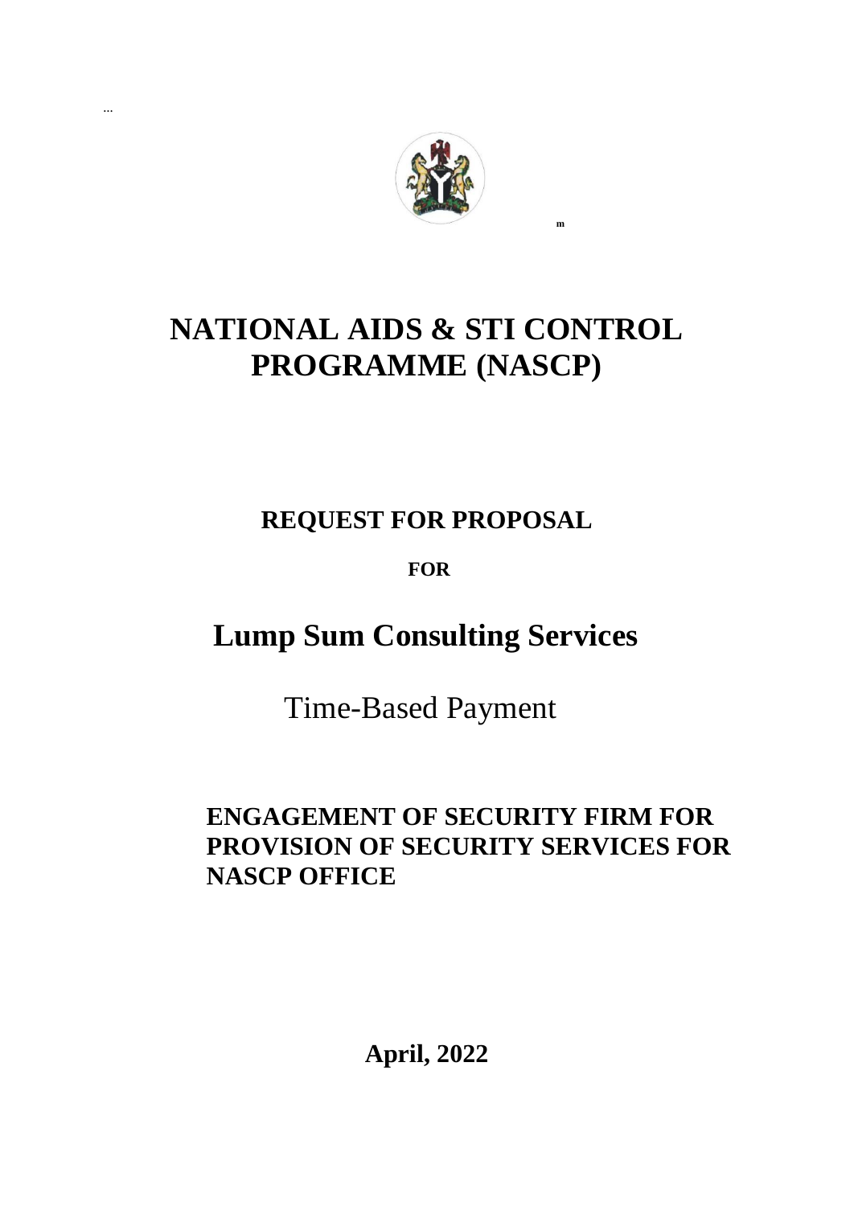# NATIONAL AIDS & STI CONTROL PROGRAMME (NASCP)

## REQUEST FOR PROPOSAL

**FOR**

## Lump Sum Consulting Services

Time-Based Payment

## ENGAGEMENT OF SECURITY FIRM FOR PROVISION OF SECURITY SERVICES FOR NASCP OFFICE

**April, 2022**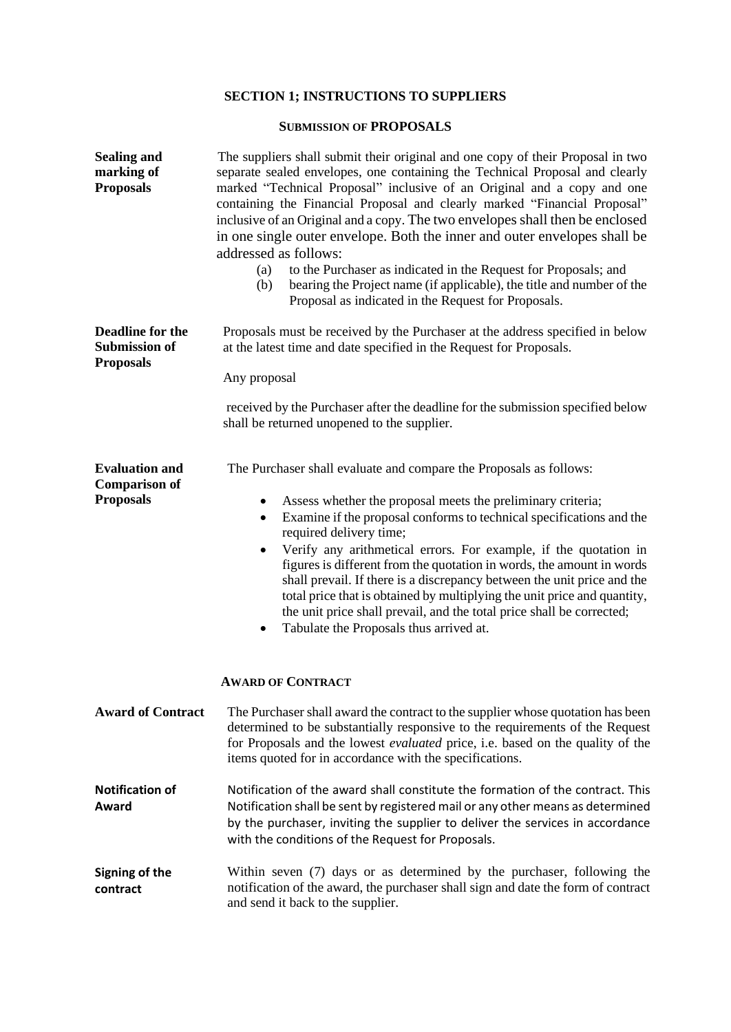## SECTION 1; INSTRUCTIONS TO SUPPLIERS

### SUBMISSION OF PROPOSALS

**Sealing and marking of Proposals**

The suppliers shall submit their original and one copy of their Proposal in two separate sealed envelopes, one containing the Technical Proposal and clearly marked "Technical Proposal" inclusive of an Original and a copy and one containing the Financial Proposal and clearly marked "Financial Proposal" inclusive of an Original and a copy. The two envelopes shall then be enclosed in one single outer envelope. Both the inner and outer envelopes shall be addressed as follows:

(a) to the Purchaser as indicated in the Request for Proposals; and

(b) bearing the Project name (if applicable), the title and number of the Proposal as indicated in the Request for Proposals.

**Deadline for the Submission of Proposals**

Proposals must be received by the Purchaser at the address specified in below at the latest time and date specified in the Request for Proposals.

Any proposal

received by the Purchaser after the deadline for the submission specified below shall be returned unopened to the supplier.

**Evaluation and Comparison of Proposals**

The Purchaser shall evaluate and compare the Proposals as follows:

- Assess whether the proposal meets the preliminary criteria;
- Examine if the proposal conforms to technical specifications and the required delivery time;
- Verify any arithmetical errors. For example, if the quotation in figures is different from the quotation in words, the amount in words shall prevail. If there is a discrepancy between the unit price and the total price that is obtained by multiplying the unit price and quantity, the unit price shall prevail, and the total price shall be corrected;
- Tabulate the Proposals thus arrived at.

### AWARD OF CONTRACT

**Award of Contract**

The Purchaser shall award the contract to the supplier whose quotation has been determined to be substantially responsive to the requirements of the Request for Proposals and the lowest *evaluated* price, i.e. based on the quality of the items quoted for in accordance with the specifications.

**Notification of Award**

Notification of the award shall constitute the formation of the contract. This Notification shall be sent by registered mail or any other means as determined by the purchaser, inviting the supplier to deliver the services in accordance with the conditions of the Request for Proposals.

**Signing of the contract**

Within seven (7) days or as determined by the purchaser, following the notification of the award, the purchaser shall sign and date the form of contract and send it back to the supplier.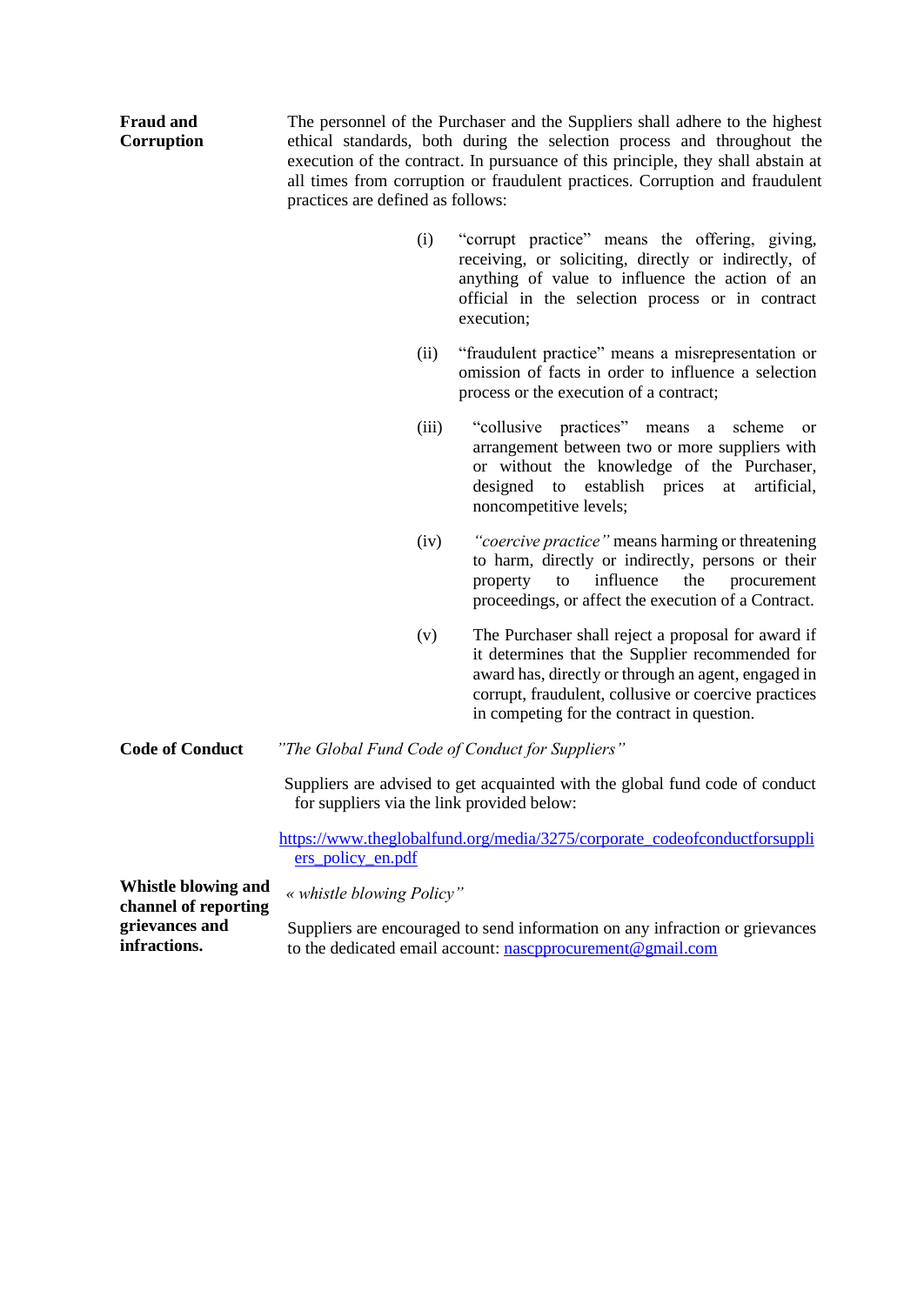**Fraud and Corruption**

The personnel of the Purchaser and the Suppliers shall adhere to the highest ethical standards, both during the selection process and throughout the execution of the contract. In pursuance of this principle, they shall abstain at all times from corruption or fraudulent practices. Corruption and fraudulent practices are defined as follows:

(i) "corrupt practice" means the offering, giving, receiving, or soliciting, directly or indirectly, of anything of value to influence the action of an official in the selection process or in contract execution;

(ii) "fraudulent practice" means a misrepresentation or omission of facts in order to influence a selection process or the execution of a contract;

(iii) "collusive practices" means a scheme or arrangement between two or more suppliers with or without the knowledge of the Purchaser, designed to establish prices at artificial, noncompetitive levels;

(iv) *"coercive practice"* means harming or threatening to harm, directly or indirectly, persons or their property to influence the procurement proceedings, or affect the execution of a Contract.

(v) The Purchaser shall reject a proposal for award if it determines that the Supplier recommended for award has, directly or through an agent, engaged in corrupt, fraudulent, collusive or coercive practices in competing for the contract in question.

**Code of Conduct**

*"The Global Fund Code of Conduct for Suppliers"*

Suppliers are advised to get acquainted with the global fund code of conduct for suppliers via the link provided below:

https://www.theglobalfund.org/media/3275/corporate_codeofconductforsuppliers_policy_en.pdf

**Whistle blowing and channel of reporting grievances and infractions.**

*« whistle blowing Policy"*

Suppliers are encouraged to send information on any infraction or grievances to the dedicated email account: nascpprocurement@gmail.com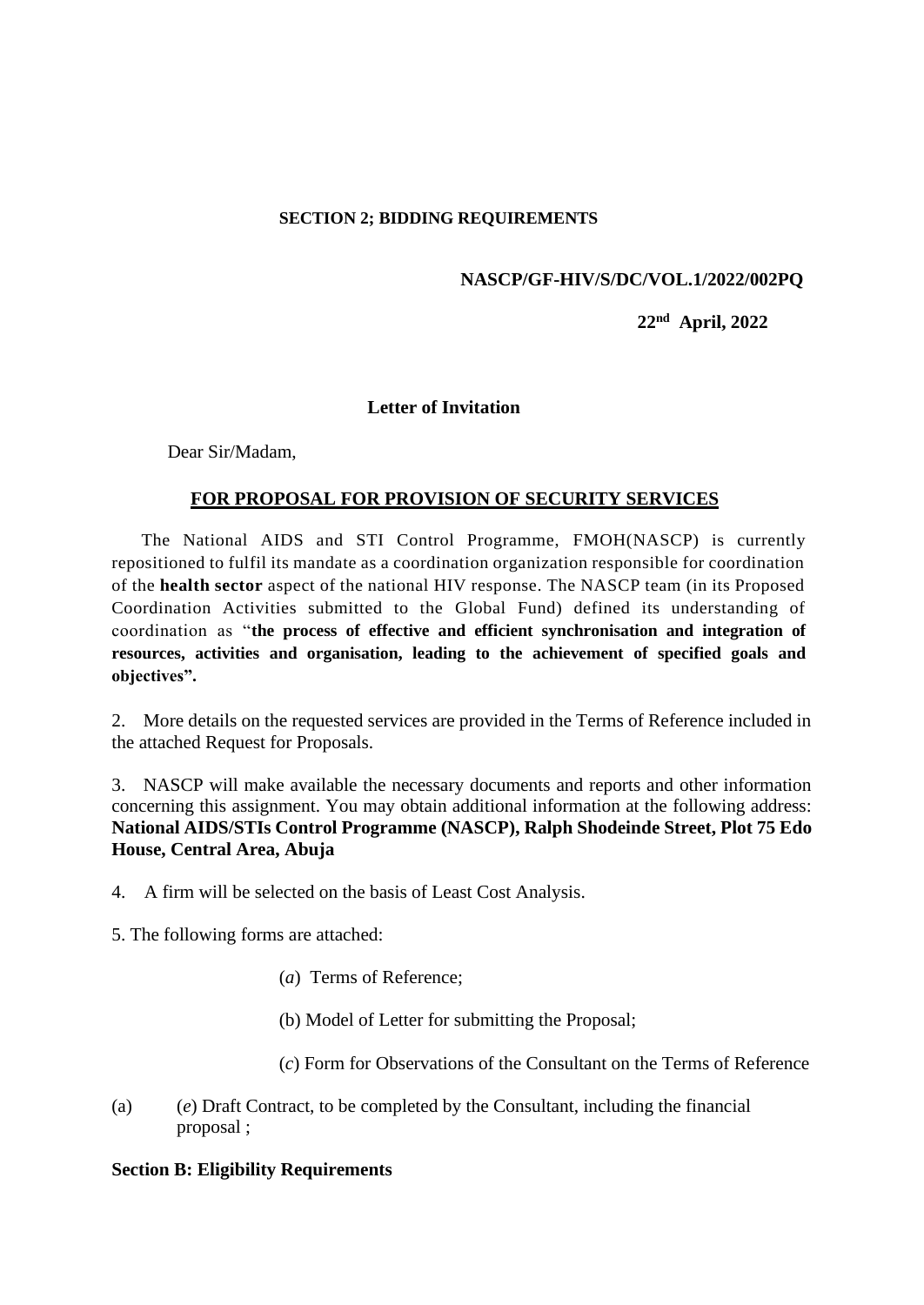**SECTION 2; BIDDING REQUIREMENTS**

**NASCP/GF-HIV/S/DC/VOL.1/2022/002PQ**

**22nd April, 2022**

**Letter of Invitation**

Dear Sir/Madam,

**FOR PROPOSAL FOR PROVISION OF SECURITY SERVICES**

The National AIDS and STI Control Programme, FMOH(NASCP) is currently repositioned to fulfil its mandate as a coordination organization responsible for coordination of the **health sector** aspect of the national HIV response. The NASCP team (in its Proposed Coordination Activities submitted to the Global Fund) defined its understanding of coordination as "**the process of effective and efficient synchronisation and integration of resources, activities and organisation, leading to the achievement of specified goals and objectives".**

2. More details on the requested services are provided in the Terms of Reference included in the attached Request for Proposals.

3. NASCP will make available the necessary documents and reports and other information concerning this assignment. You may obtain additional information at the following address: **National AIDS/STIs Control Programme (NASCP), Ralph Shodeinde Street, Plot 75 Edo House, Central Area, Abuja**

4. A firm will be selected on the basis of Least Cost Analysis.

5. The following forms are attached:

(*a*) Terms of Reference;

(b) Model of Letter for submitting the Proposal;

(*c*) Form for Observations of the Consultant on the Terms of Reference

(a) (*e*) Draft Contract, to be completed by the Consultant, including the financial proposal ;

**Section B: Eligibility Requirements**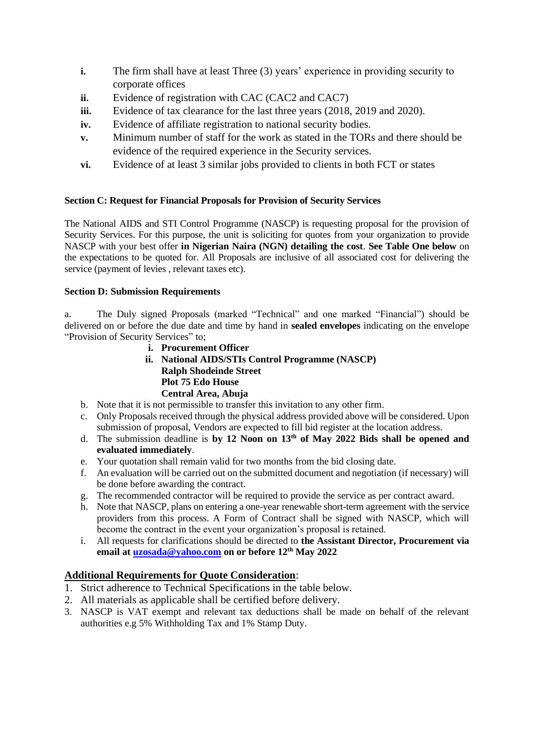- **i.** The firm shall have at least Three (3) years' experience in providing security to corporate offices
- **ii.** Evidence of registration with CAC (CAC2 and CAC7)
- **iii.** Evidence of tax clearance for the last three years (2018, 2019 and 2020).
- **iv.** Evidence of affiliate registration to national security bodies.
- **v.** Minimum number of staff for the work as stated in the TORs and there should be evidence of the required experience in the Security services.
- **vi.** Evidence of at least 3 similar jobs provided to clients in both FCT or states

#### Section C: Request for Financial Proposals for Provision of Security Services

The National AIDS and STI Control Programme (NASCP) is requesting proposal for the provision of Security Services. For this purpose, the unit is soliciting for quotes from your organization to provide NASCP with your best offer **in Nigerian Naira (NGN) detailing the cost**. **See Table One below** on the expectations to be quoted for. All Proposals are inclusive of all associated cost for delivering the service (payment of levies , relevant taxes etc).

#### Section D: Submission Requirements

a. The Duly signed Proposals (marked "Technical" and one marked "Financial") should be delivered on or before the due date and time by hand in **sealed envelopes** indicating on the envelope "Provision of Security Services" to;

  **i. Procurement Officer**
  **ii. National AIDS/STIs Control Programme (NASCP)**
  **Ralph Shodeinde Street**
  **Plot 75 Edo House**
  **Central Area, Abuja**

b. Note that it is not permissible to transfer this invitation to any other firm.

c. Only Proposals received through the physical address provided above will be considered. Upon submission of proposal, Vendors are expected to fill bid register at the location address.

d. The submission deadline is **by 12 Noon on 13th of May 2022 Bids shall be opened and evaluated immediately**.

e. Your quotation shall remain valid for two months from the bid closing date.

f. An evaluation will be carried out on the submitted document and negotiation (if necessary) will be done before awarding the contract.

g. The recommended contractor will be required to provide the service as per contract award.

h. Note that NASCP, plans on entering a one-year renewable short-term agreement with the service providers from this process. A Form of Contract shall be signed with NASCP, which will become the contract in the event your organization's proposal is retained.

i. All requests for clarifications should be directed to **the Assistant Director, Procurement via email at [uzosada@yahoo.com](mailto:uzosada@yahoo.com) on or before 12th May 2022**

## Additional Requirements for Quote Consideration:

1. Strict adherence to Technical Specifications in the table below.
2. All materials as applicable shall be certified before delivery.
3. NASCP is VAT exempt and relevant tax deductions shall be made on behalf of the relevant authorities e.g 5% Withholding Tax and 1% Stamp Duty.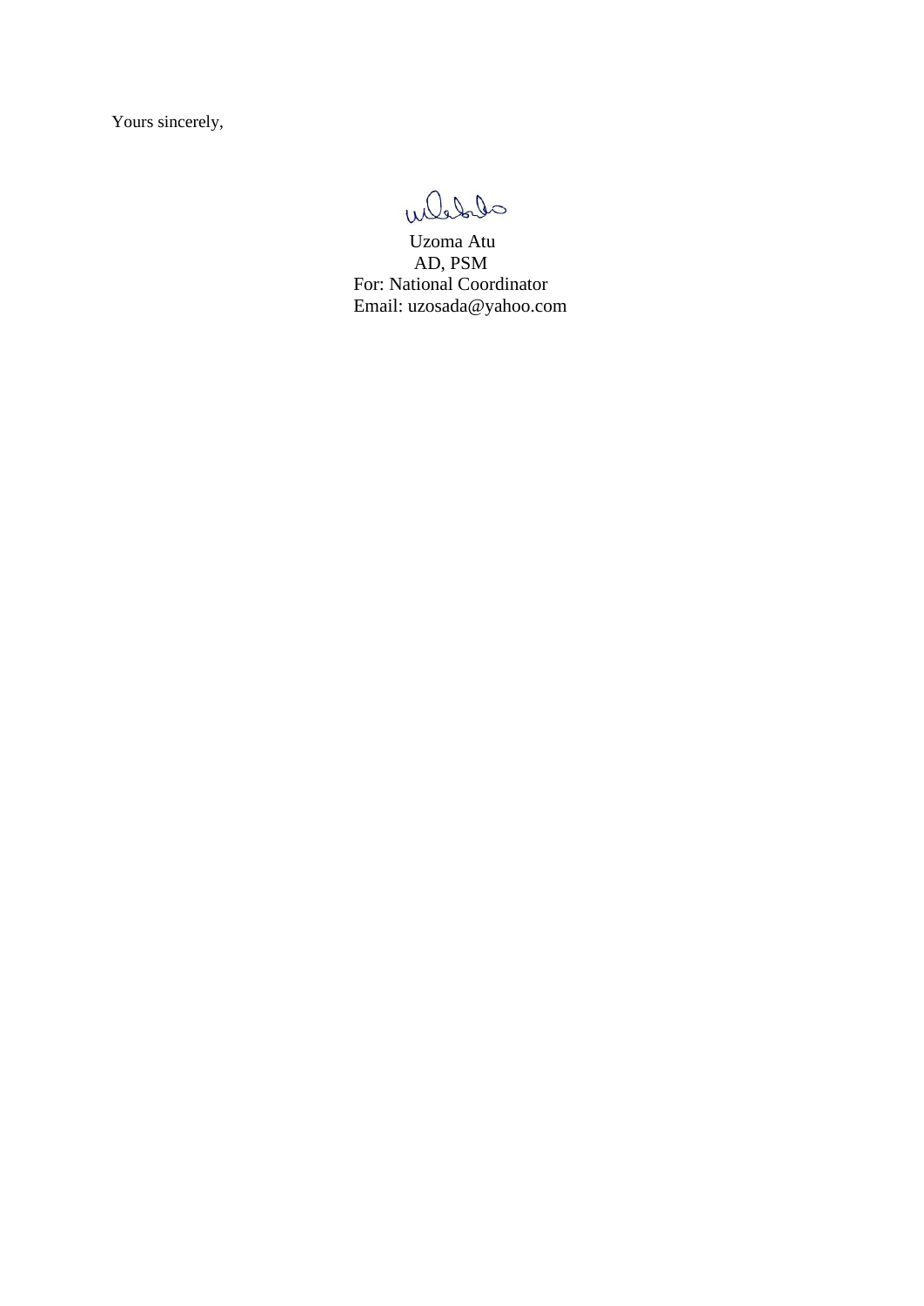Yours sincerely,

Uzoma Atu
AD, PSM
For: National Coordinator
Email: uzosada@yahoo.com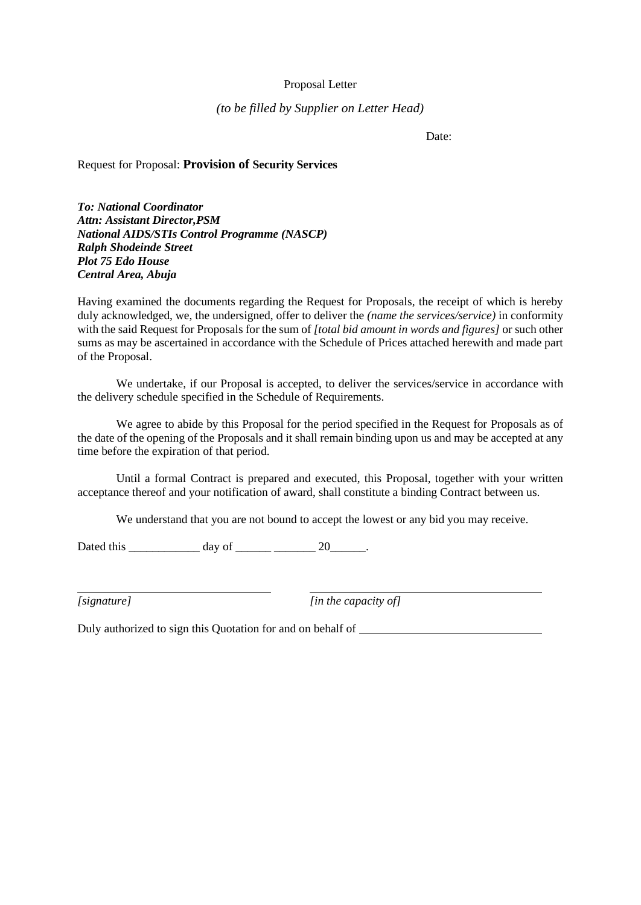Proposal Letter

*(to be filled by Supplier on Letter Head)*

Date:

Request for Proposal: **Provision of Security Services**

***To: National Coordinator***
***Attn: Assistant Director,PSM***
***National AIDS/STIs Control Programme (NASCP)***
***Ralph Shodeinde Street***
***Plot 75 Edo House***
***Central Area, Abuja***

Having examined the documents regarding the Request for Proposals, the receipt of which is hereby duly acknowledged, we, the undersigned, offer to deliver the *(name the services/service)* in conformity with the said Request for Proposals for the sum of *[total bid amount in words and figures]* or such other sums as may be ascertained in accordance with the Schedule of Prices attached herewith and made part of the Proposal.

We undertake, if our Proposal is accepted, to deliver the services/service in accordance with the delivery schedule specified in the Schedule of Requirements.

We agree to abide by this Proposal for the period specified in the Request for Proposals as of the date of the opening of the Proposals and it shall remain binding upon us and may be accepted at any time before the expiration of that period.

Until a formal Contract is prepared and executed, this Proposal, together with your written acceptance thereof and your notification of award, shall constitute a binding Contract between us.

We understand that you are not bound to accept the lowest or any bid you may receive.

Dated this ____________ day of ______ _______ 20______.

_______________________________ _____________________________________
*[signature]* *[in the capacity of]*

Duly authorized to sign this Quotation for and on behalf of ______________________________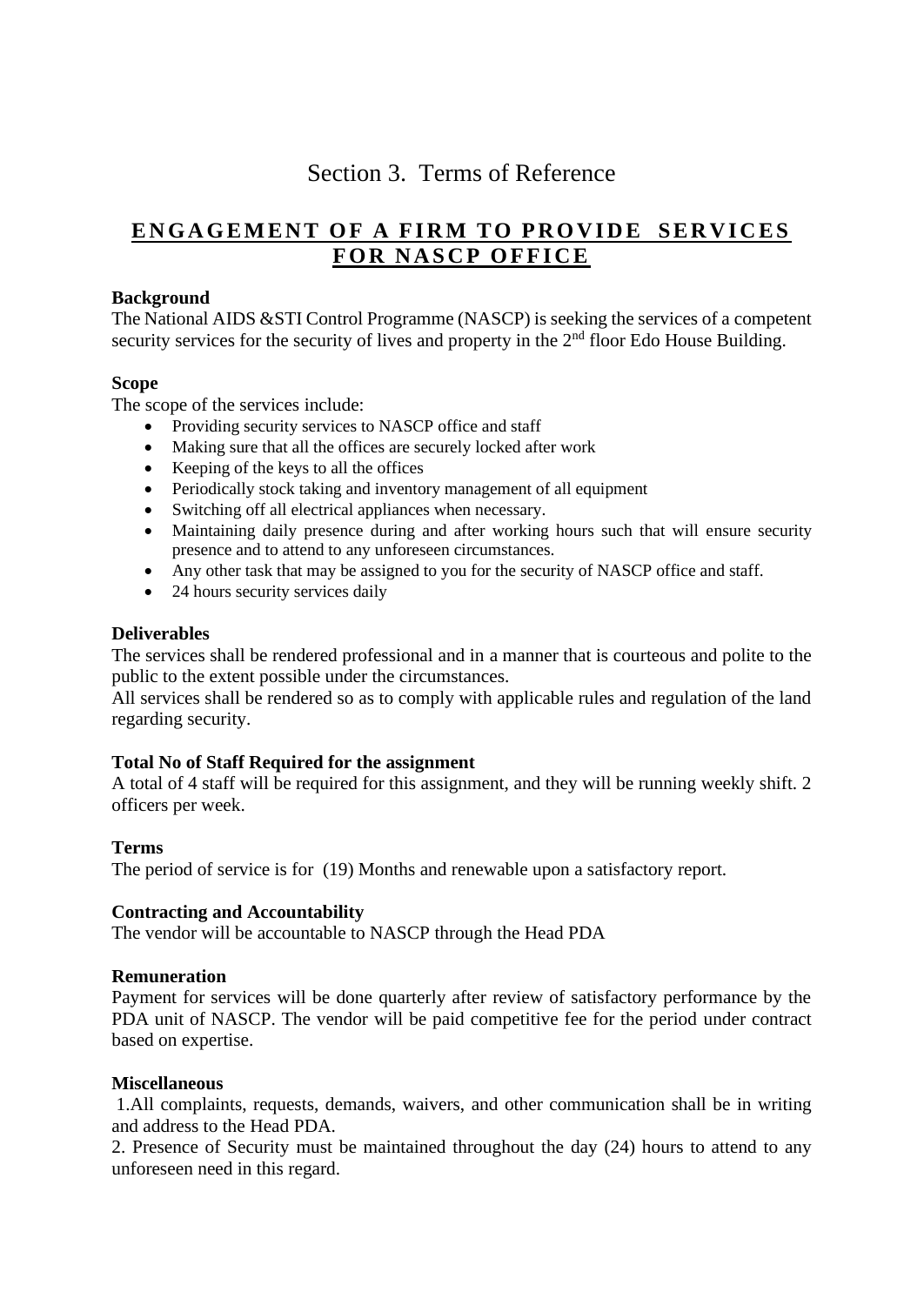# Section 3. Terms of Reference

## ENGAGEMENT OF A FIRM TO PROVIDE SERVICES FOR NASCP OFFICE

**Background**

The National AIDS &STI Control Programme (NASCP) is seeking the services of a competent security services for the security of lives and property in the 2nd floor Edo House Building.

**Scope**

The scope of the services include:

- Providing security services to NASCP office and staff
- Making sure that all the offices are securely locked after work
- Keeping of the keys to all the offices
- Periodically stock taking and inventory management of all equipment
- Switching off all electrical appliances when necessary.
- Maintaining daily presence during and after working hours such that will ensure security presence and to attend to any unforeseen circumstances.
- Any other task that may be assigned to you for the security of NASCP office and staff.
- 24 hours security services daily

**Deliverables**

The services shall be rendered professional and in a manner that is courteous and polite to the public to the extent possible under the circumstances.

All services shall be rendered so as to comply with applicable rules and regulation of the land regarding security.

**Total No of Staff Required for the assignment**

A total of 4 staff will be required for this assignment, and they will be running weekly shift. 2 officers per week.

**Terms**

The period of service is for (19) Months and renewable upon a satisfactory report.

**Contracting and Accountability**

The vendor will be accountable to NASCP through the Head PDA

**Remuneration**

Payment for services will be done quarterly after review of satisfactory performance by the PDA unit of NASCP. The vendor will be paid competitive fee for the period under contract based on expertise.

**Miscellaneous**

1.All complaints, requests, demands, waivers, and other communication shall be in writing and address to the Head PDA.

2. Presence of Security must be maintained throughout the day (24) hours to attend to any unforeseen need in this regard.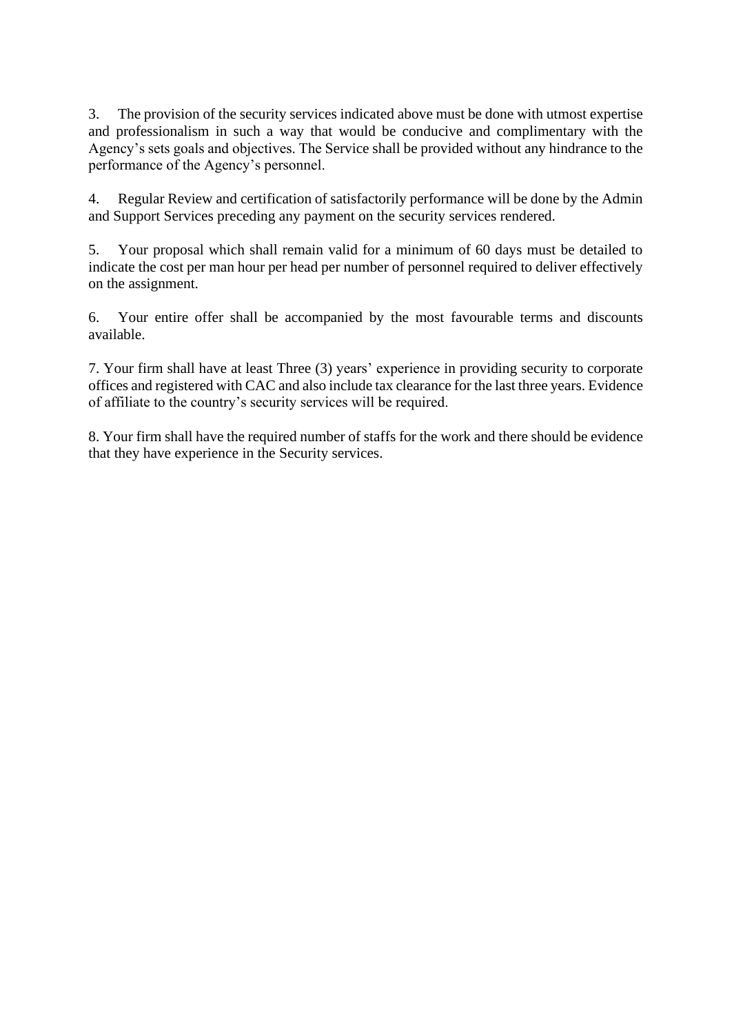3. The provision of the security services indicated above must be done with utmost expertise and professionalism in such a way that would be conducive and complimentary with the Agency's sets goals and objectives. The Service shall be provided without any hindrance to the performance of the Agency's personnel.

4. Regular Review and certification of satisfactorily performance will be done by the Admin and Support Services preceding any payment on the security services rendered.

5. Your proposal which shall remain valid for a minimum of 60 days must be detailed to indicate the cost per man hour per head per number of personnel required to deliver effectively on the assignment.

6. Your entire offer shall be accompanied by the most favourable terms and discounts available.

7. Your firm shall have at least Three (3) years' experience in providing security to corporate offices and registered with CAC and also include tax clearance for the last three years. Evidence of affiliate to the country's security services will be required.

8. Your firm shall have the required number of staffs for the work and there should be evidence that they have experience in the Security services.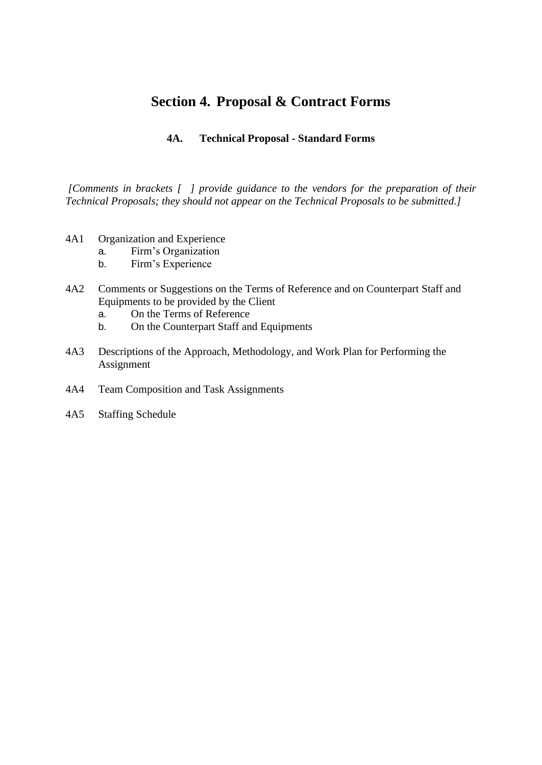# Section 4. Proposal & Contract Forms

## 4A. Technical Proposal - Standard Forms

*[Comments in brackets [ ] provide guidance to the vendors for the preparation of their Technical Proposals; they should not appear on the Technical Proposals to be submitted.]*

4A1 Organization and Experience
- a. Firm's Organization
- b. Firm's Experience

4A2 Comments or Suggestions on the Terms of Reference and on Counterpart Staff and Equipments to be provided by the Client
- a. On the Terms of Reference
- b. On the Counterpart Staff and Equipments

4A3 Descriptions of the Approach, Methodology, and Work Plan for Performing the Assignment

4A4 Team Composition and Task Assignments

4A5 Staffing Schedule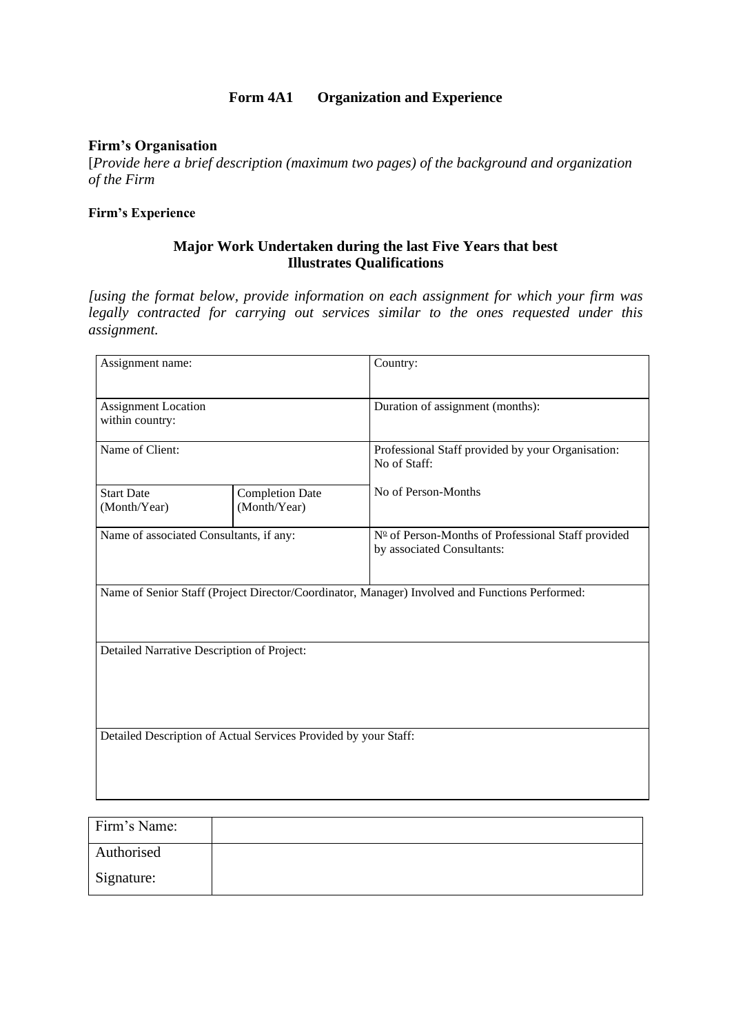## Form 4A1 Organization and Experience

**Firm's Organisation**

[*Provide here a brief description (maximum two pages) of the background and organization of the Firm*

**Firm's Experience**

### Major Work Undertaken during the last Five Years that best Illustrates Qualifications

*[using the format below, provide information on each assignment for which your firm was legally contracted for carrying out services similar to the ones requested under this assignment.*

| Assignment name: | | Country: |
|---|---|---|
| Assignment Location within country: | | Duration of assignment (months): |
| Name of Client: | | Professional Staff provided by your Organisation: No of Staff: |
| Start Date (Month/Year) | Completion Date (Month/Year) | No of Person-Months |
| Name of associated Consultants, if any: | | Nº of Person-Months of Professional Staff provided by associated Consultants: |
| Name of Senior Staff (Project Director/Coordinator, Manager) Involved and Functions Performed: | | |
| Detailed Narrative Description of Project: | | |
| Detailed Description of Actual Services Provided by your Staff: | | |

| Firm's Name: | |
|---|---|
| Authorised Signature: | |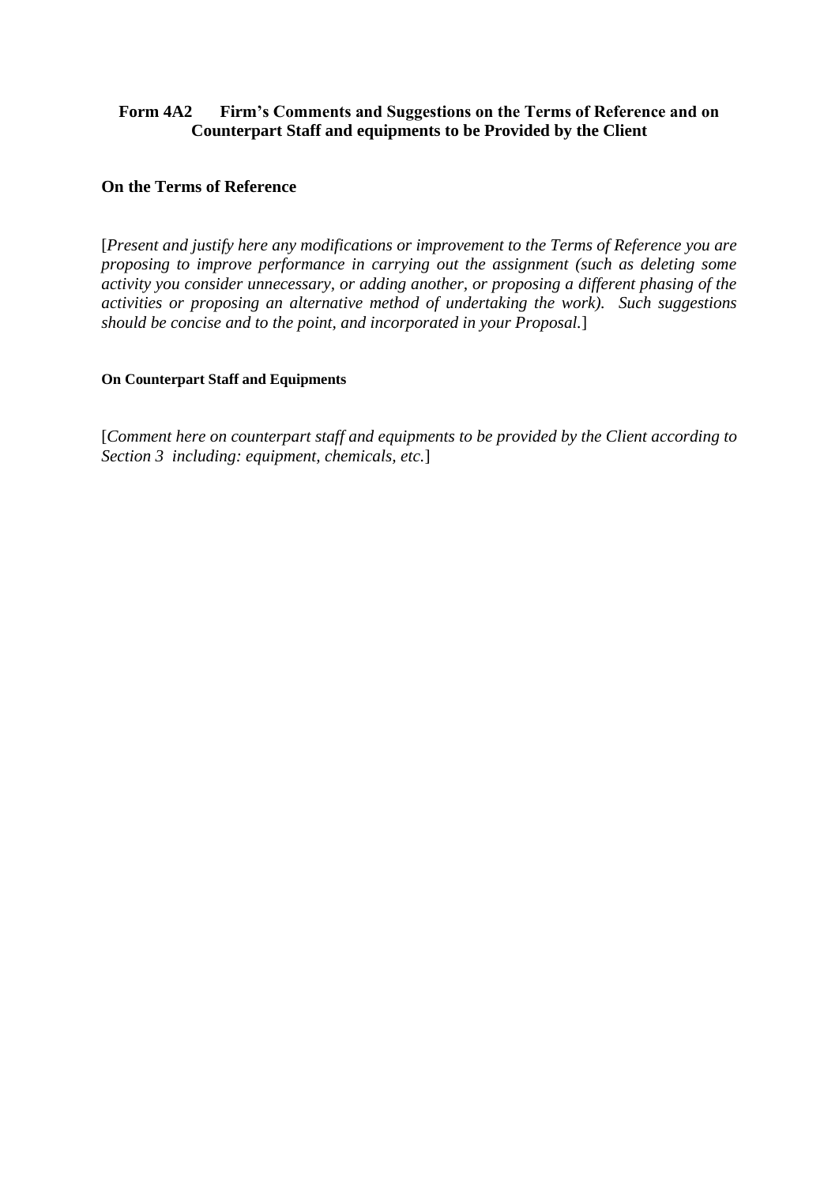## Form 4A2 Firm's Comments and Suggestions on the Terms of Reference and on Counterpart Staff and equipments to be Provided by the Client

### On the Terms of Reference

[*Present and justify here any modifications or improvement to the Terms of Reference you are proposing to improve performance in carrying out the assignment (such as deleting some activity you consider unnecessary, or adding another, or proposing a different phasing of the activities or proposing an alternative method of undertaking the work). Such suggestions should be concise and to the point, and incorporated in your Proposal.*]

#### On Counterpart Staff and Equipments

[*Comment here on counterpart staff and equipments to be provided by the Client according to Section 3 including: equipment, chemicals, etc.*]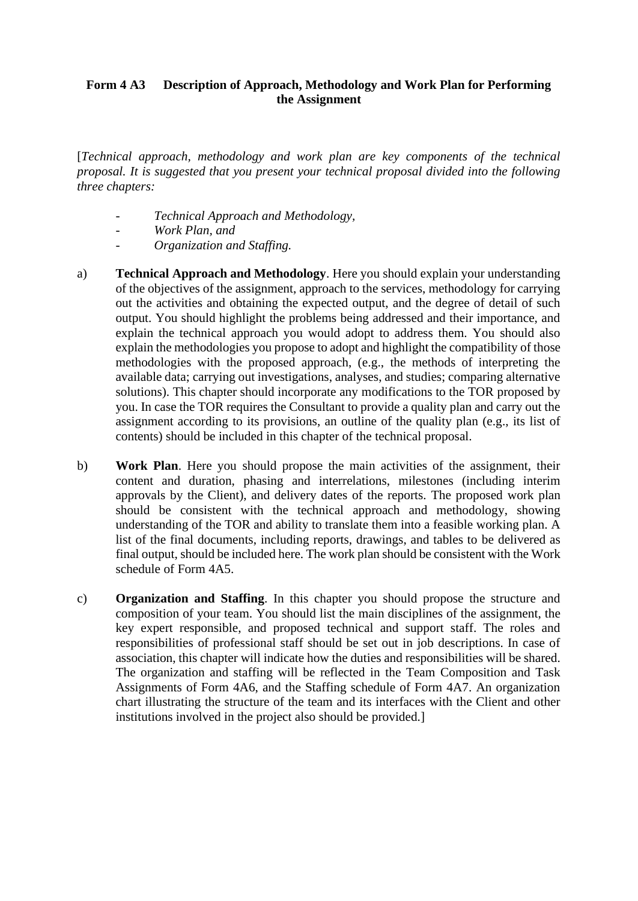**Form 4 A3 Description of Approach, Methodology and Work Plan for Performing the Assignment**

[*Technical approach, methodology and work plan are key components of the technical proposal. It is suggested that you present your technical proposal divided into the following three chapters:*

- *Technical Approach and Methodology,*
- *Work Plan, and*
- *Organization and Staffing.*

a) **Technical Approach and Methodology**. Here you should explain your understanding of the objectives of the assignment, approach to the services, methodology for carrying out the activities and obtaining the expected output, and the degree of detail of such output. You should highlight the problems being addressed and their importance, and explain the technical approach you would adopt to address them. You should also explain the methodologies you propose to adopt and highlight the compatibility of those methodologies with the proposed approach, (e.g., the methods of interpreting the available data; carrying out investigations, analyses, and studies; comparing alternative solutions). This chapter should incorporate any modifications to the TOR proposed by you. In case the TOR requires the Consultant to provide a quality plan and carry out the assignment according to its provisions, an outline of the quality plan (e.g., its list of contents) should be included in this chapter of the technical proposal.

b) **Work Plan**. Here you should propose the main activities of the assignment, their content and duration, phasing and interrelations, milestones (including interim approvals by the Client), and delivery dates of the reports. The proposed work plan should be consistent with the technical approach and methodology, showing understanding of the TOR and ability to translate them into a feasible working plan. A list of the final documents, including reports, drawings, and tables to be delivered as final output, should be included here. The work plan should be consistent with the Work schedule of Form 4A5.

c) **Organization and Staffing**. In this chapter you should propose the structure and composition of your team. You should list the main disciplines of the assignment, the key expert responsible, and proposed technical and support staff. The roles and responsibilities of professional staff should be set out in job descriptions. In case of association, this chapter will indicate how the duties and responsibilities will be shared. The organization and staffing will be reflected in the Team Composition and Task Assignments of Form 4A6, and the Staffing schedule of Form 4A7. An organization chart illustrating the structure of the team and its interfaces with the Client and other institutions involved in the project also should be provided.]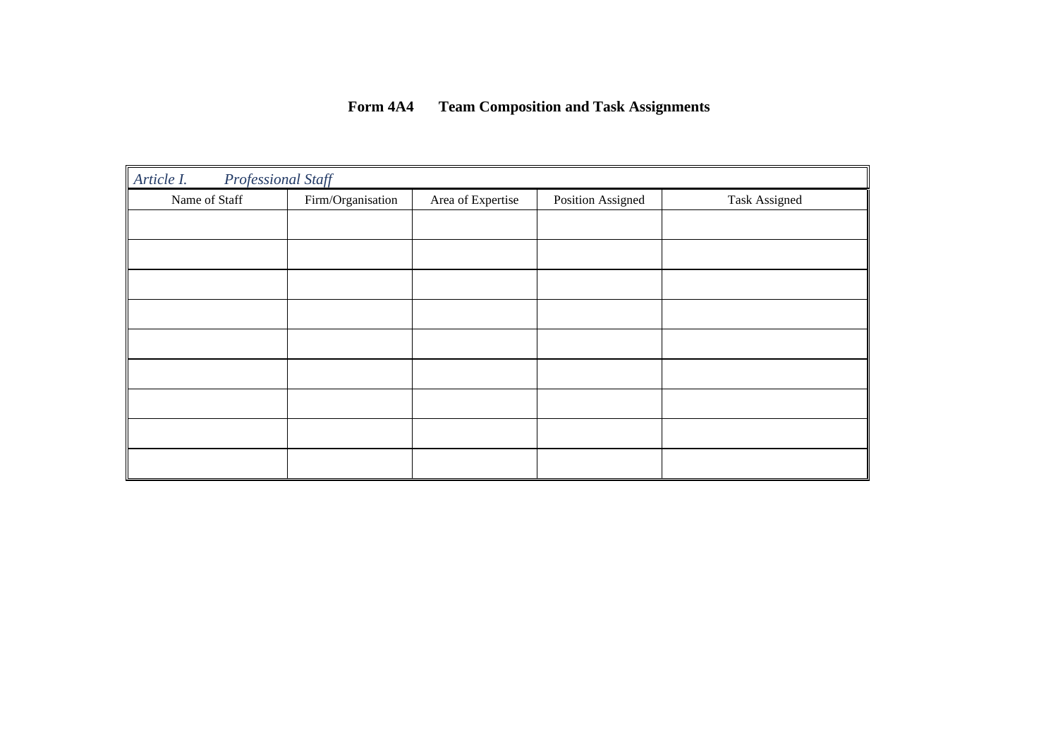# **Form 4A4 Team Composition and Task Assignments**

| *Article I. Professional Staff* | | | | |
|---|---|---|---|---|
| Name of Staff | Firm/Organisation | Area of Expertise | Position Assigned | Task Assigned |
| | | | | |
| | | | | |
| | | | | |
| | | | | |
| | | | | |
| | | | | |
| | | | | |
| | | | | |
| | | | | |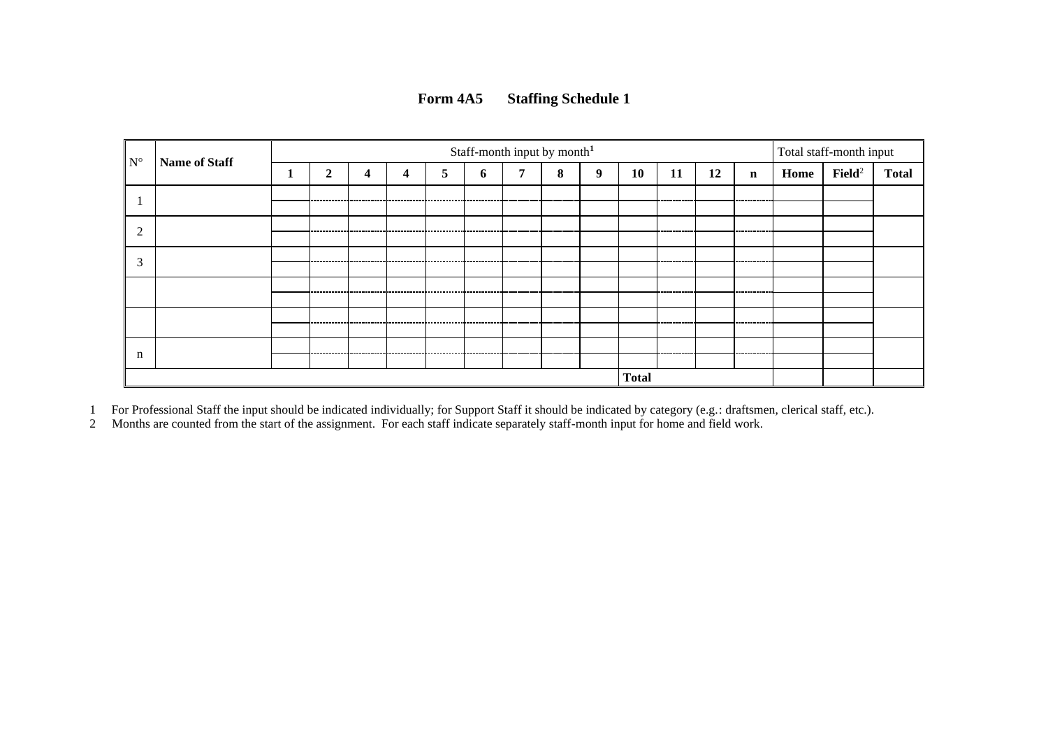# Form 4A5 Staffing Schedule 1

| N° | Name of Staff | Staff-month input by month[1] | | | | | | | | | | | | | Total staff-month input | | |
|---|---|---|---|---|---|---|---|---|---|---|---|---|---|---|---|---|---|
| | | **1** | **2** | **4** | **4** | **5** | **6** | **7** | **8** | **9** | **10** | **11** | **12** | **n** | **Home** | **Field**[2] | **Total** |
| 1 | | | | | | | | | | | | | | | | | |
| 2 | | | | | | | | | | | | | | | | | |
| 3 | | | | | | | | | | | | | | | | | |
| | | | | | | | | | | | | | | | | | |
| | | | | | | | | | | | | | | | | | |
| n | | | | | | | | | | | | | | | | | |
| | | | | | | | | | | | **Total** | | | | | | |

1 For Professional Staff the input should be indicated individually; for Support Staff it should be indicated by category (e.g.: draftsmen, clerical staff, etc.).

2 Months are counted from the start of the assignment. For each staff indicate separately staff-month input for home and field work.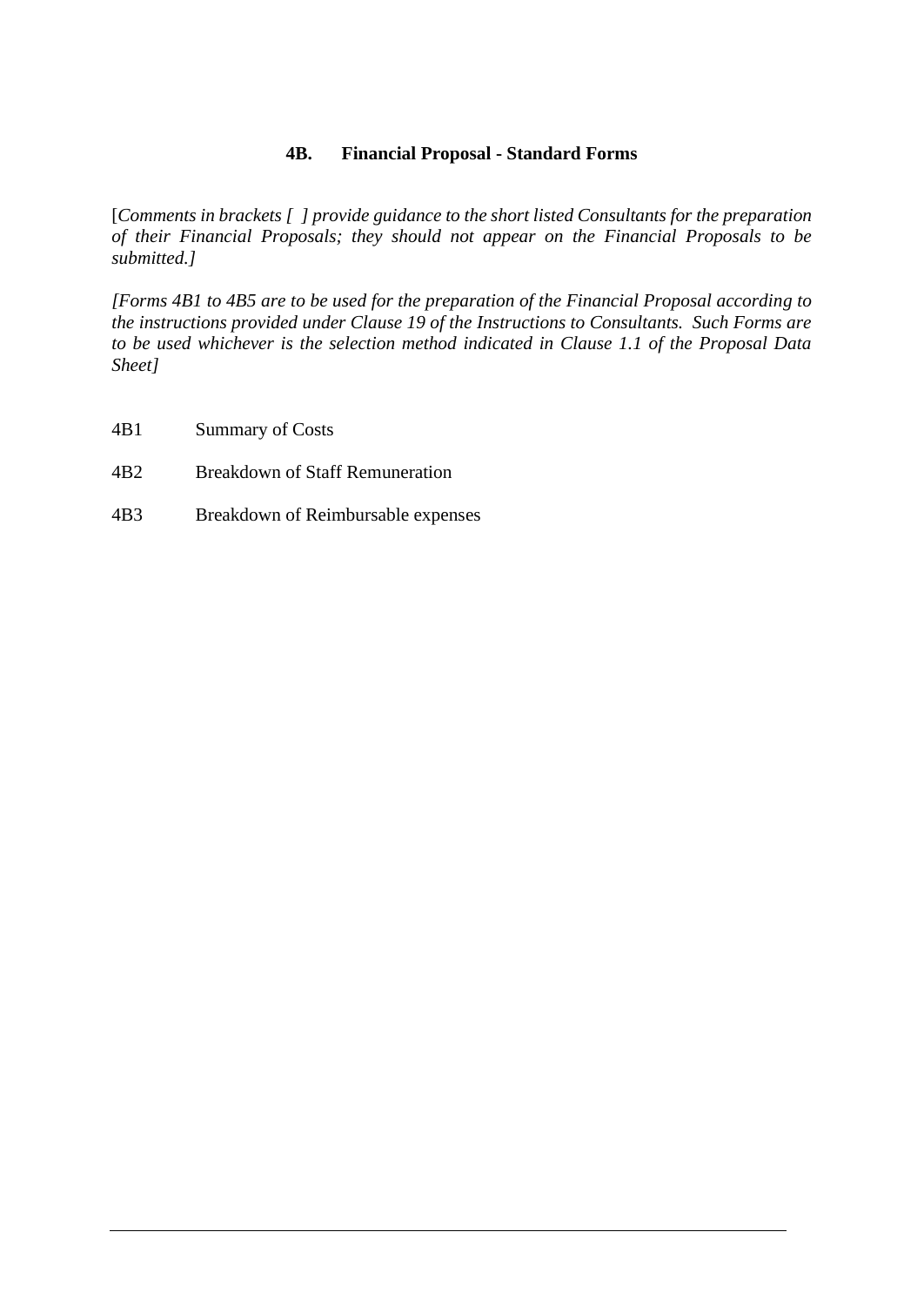## 4B. Financial Proposal - Standard Forms

[*Comments in brackets [ ] provide guidance to the short listed Consultants for the preparation of their Financial Proposals; they should not appear on the Financial Proposals to be submitted.]*

*[Forms 4B1 to 4B5 are to be used for the preparation of the Financial Proposal according to the instructions provided under Clause 19 of the Instructions to Consultants. Such Forms are to be used whichever is the selection method indicated in Clause 1.1 of the Proposal Data Sheet]*

4B1 Summary of Costs

4B2 Breakdown of Staff Remuneration

4B3 Breakdown of Reimbursable expenses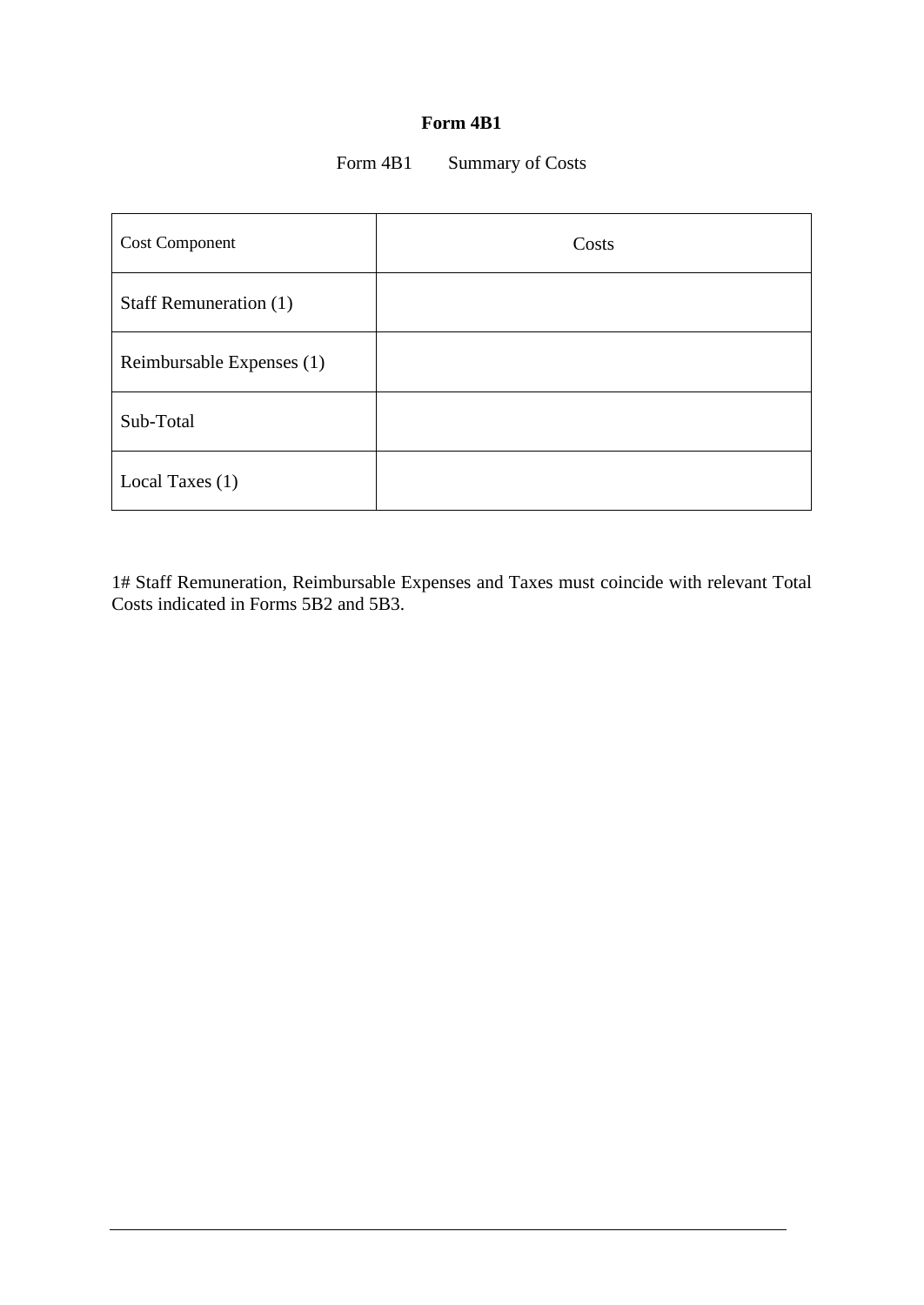**Form 4B1**

Form 4B1 Summary of Costs

| Cost Component | Costs |
|---|---|
| Staff Remuneration (1) | |
| Reimbursable Expenses (1) | |
| Sub-Total | |
| Local Taxes (1) | |

1# Staff Remuneration, Reimbursable Expenses and Taxes must coincide with relevant Total Costs indicated in Forms 5B2 and 5B3.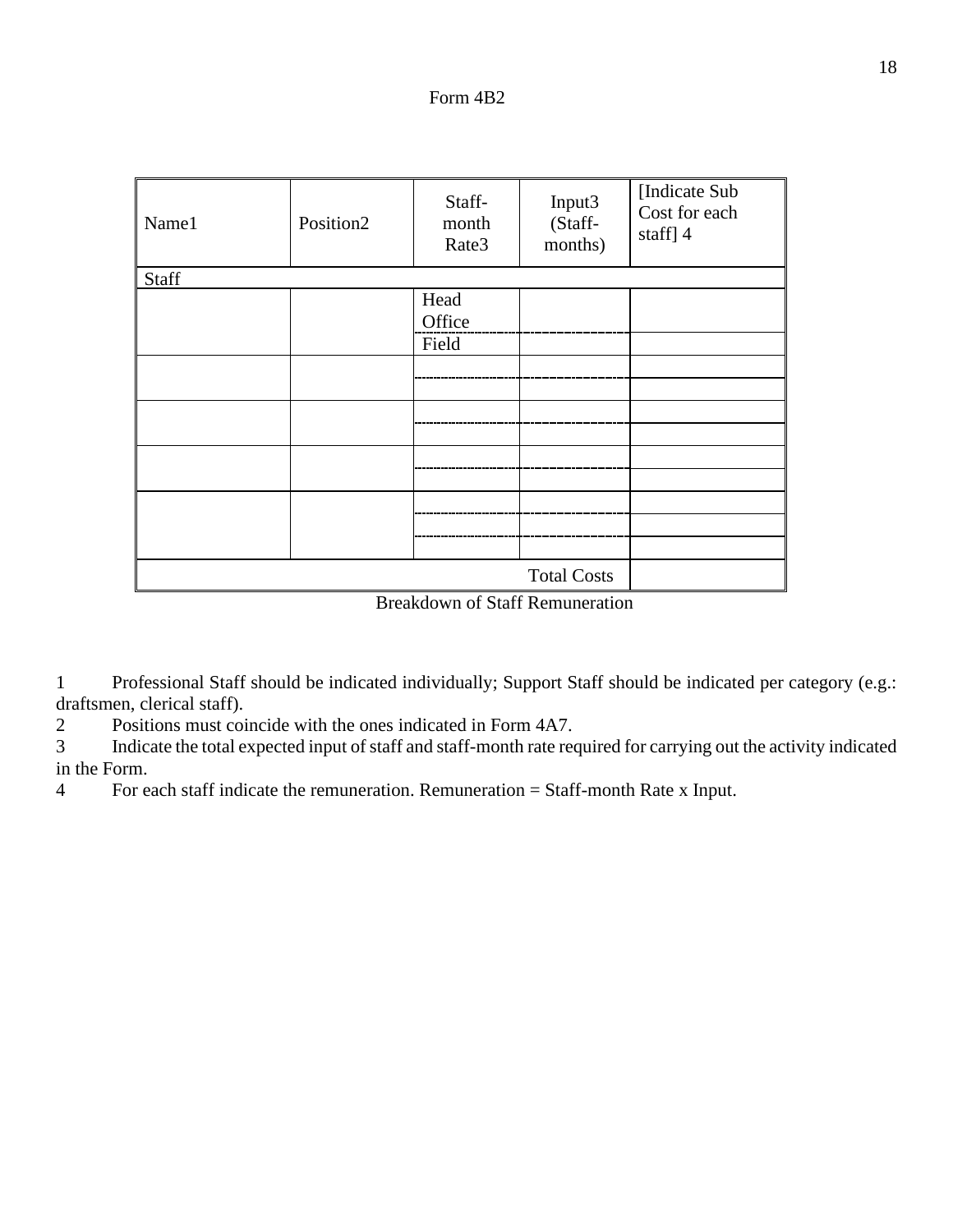Form 4B2

| Name[1] | Position[2] | Staff-month Rate[3] | Input[3] (Staff-months) | [Indicate Sub Cost for each staff] [4] |
|---|---|---|---|---|
| Staff | | | | |
| | | Head Office | | |
| | | Field | | |
| | | | | |
| | | | | |
| | | | | |
| | | | | |
| | | | | |
| | | | | |
| | | | | |
| | | | | |
| | | | | |
| | | | Total Costs | |

Breakdown of Staff Remuneration

1 Professional Staff should be indicated individually; Support Staff should be indicated per category (e.g.: draftsmen, clerical staff).

2 Positions must coincide with the ones indicated in Form 4A7.

3 Indicate the total expected input of staff and staff-month rate required for carrying out the activity indicated in the Form.

4 For each staff indicate the remuneration. Remuneration = Staff-month Rate x Input.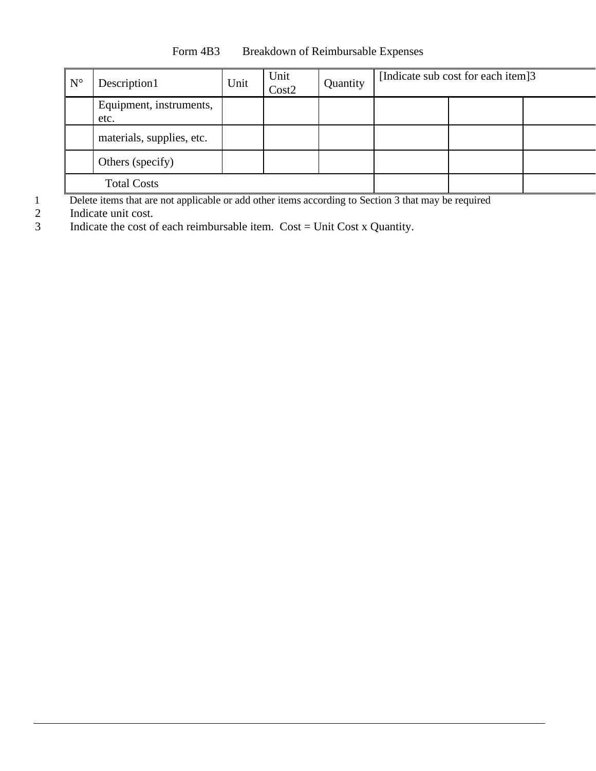Form 4B3 Breakdown of Reimbursable Expenses

| N° | Description[1] | Unit | Unit Cost[2] | Quantity | [Indicate sub cost for each item][3] | | |
|---|---|---|---|---|---|---|---|
| | Equipment, instruments, etc. | | | | | | |
| | materials, supplies, etc. | | | | | | |
| | Others (specify) | | | | | | |
| Total Costs | | | | | | | |

1 Delete items that are not applicable or add other items according to Section 3 that may be required

2 Indicate unit cost.

3 Indicate the cost of each reimbursable item. Cost = Unit Cost x Quantity.